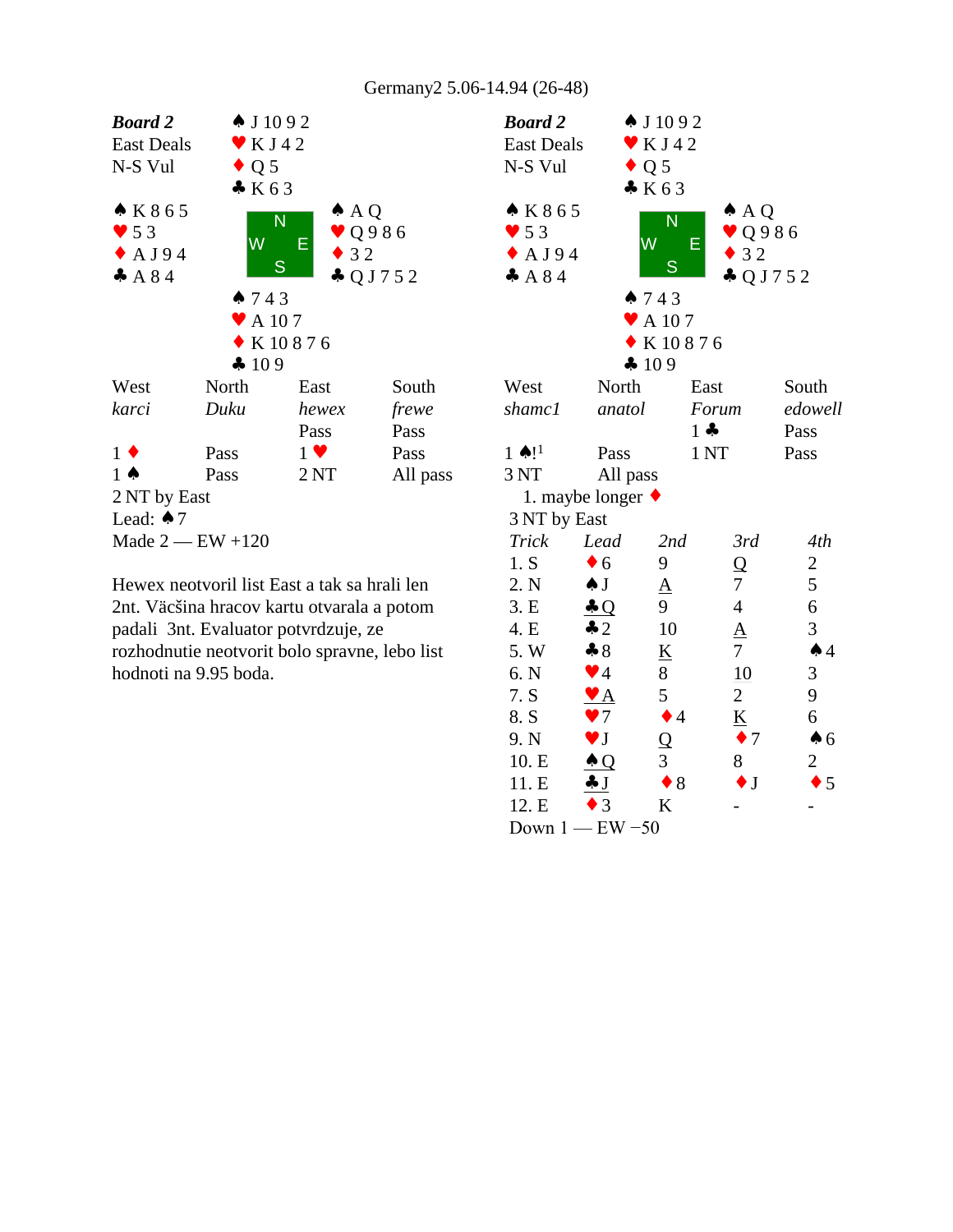Germany2 5.06-14.94 (26-48)

**Board 2**
East Deals
N-S Vul

North: ♠ J 10 9 2 ♥ K J 4 2 ♦ Q 5 ♣ K 6 3
West: ♠ K 8 6 5 ♥ 5 3 ♦ A J 9 4 ♣ A 8 4
East: ♠ A Q ♥ Q 9 8 6 ♦ 3 2 ♣ Q J 7 5 2
South: ♠ 7 4 3 ♥ A 10 7 ♦ K 10 8 7 6 ♣ 10 9

| West | North | East | South |
|---|---|---|---|
| *karci* | *Duku* | *hewex* | *frewe* |
| | | Pass | Pass |
| 1 ♦ | Pass | 1 ♥ | Pass |
| 1 ♠ | Pass | 2 NT | All pass |

2 NT by East
Lead: ♠7
Made 2 — EW +120

Hewex neotvoril list East a tak sa hrali len 2nt. Väčšina hracov kartu otvarala a potom padali 3nt. Evaluator potvrdzuje, ze rozhodnutie neotvorit bolo spravne, lebo list hodnoti na 9.95 boda.

**Board 2**
East Deals
N-S Vul

North: ♠ J 10 9 2 ♥ K J 4 2 ♦ Q 5 ♣ K 6 3
West: ♠ K 8 6 5 ♥ 5 3 ♦ A J 9 4 ♣ A 8 4
East: ♠ A Q ♥ Q 9 8 6 ♦ 3 2 ♣ Q J 7 5 2
South: ♠ 7 4 3 ♥ A 10 7 ♦ K 10 8 7 6 ♣ 10 9

| West | North | East | South |
|---|---|---|---|
| *shamc1* | *anatol* | *Forum* | *edowell* |
| | | 1 ♣ | Pass |
| 1 ♠![1] | Pass | 1 NT | Pass |
| 3 NT | All pass | | |

1. maybe longer ♦

3 NT by East

| Trick | Lead | 2nd | 3rd | 4th |
|---|---|---|---|---|
| 1. S | ♦6 | 9 | Q | 2 |
| 2. N | ♠J | A | 7 | 5 |
| 3. E | ♣Q | 9 | 4 | 6 |
| 4. E | ♣2 | 10 | A | 3 |
| 5. W | ♣8 | K | 7 | ♠4 |
| 6. N | ♥4 | 8 | 10 | 3 |
| 7. S | ♥A | 5 | 2 | 9 |
| 8. S | ♥7 | ♦4 | K | 6 |
| 9. N | ♥J | Q | ♦7 | ♠6 |
| 10. E | ♠Q | 3 | 8 | 2 |
| 11. E | ♣J | ♦8 | ♦J | ♦5 |
| 12. E | ♦3 | K | - | - |

Down 1 — EW −50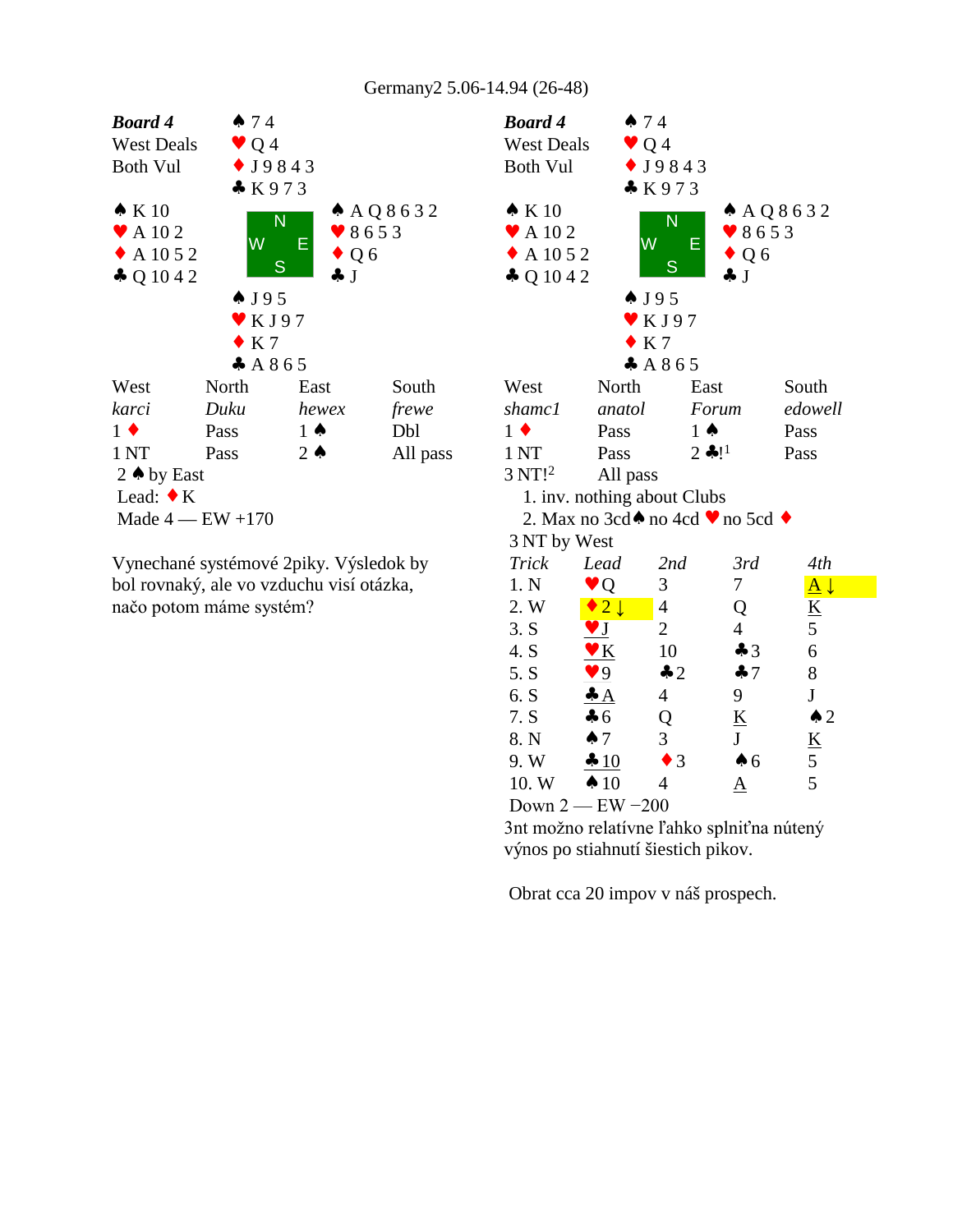Germany2 5.06-14.94 (26-48)

**Board 4**
West Deals
Both Vul

North: ♠ 7 4 ♥ Q 4 ♦ J 9 8 4 3 ♣ K 9 7 3

West: ♠ K 10 ♥ A 10 2 ♦ A 10 5 2 ♣ Q 10 4 2

East: ♠ A Q 8 6 3 2 ♥ 8 6 5 3 ♦ Q 6 ♣ J

South: ♠ J 9 5 ♥ K J 9 7 ♦ K 7 ♣ A 8 6 5

| West | North | East | South |
|---|---|---|---|
| *karci* | *Duku* | *hewex* | *frewe* |
| 1 ♦ | Pass | 1 ♠ | Dbl |
| 1 NT | Pass | 2 ♠ | All pass |

2 ♠ by East
Lead: ♦ K
Made 4 — EW +170

Vynechané systémové 2piky. Výsledok by bol rovnaký, ale vo vzduchu visí otázka, načo potom máme systém?

**Board 4**
West Deals
Both Vul

North: ♠ 7 4 ♥ Q 4 ♦ J 9 8 4 3 ♣ K 9 7 3

West: ♠ K 10 ♥ A 10 2 ♦ A 10 5 2 ♣ Q 10 4 2

East: ♠ A Q 8 6 3 2 ♥ 8 6 5 3 ♦ Q 6 ♣ J

South: ♠ J 9 5 ♥ K J 9 7 ♦ K 7 ♣ A 8 6 5

| West | North | East | South |
|---|---|---|---|
| *shamc1* | *anatol* | *Forum* | *edowell* |
| 1 ♦ | Pass | 1 ♠ | Pass |
| 1 NT | Pass | 2 ♣![1] | Pass |
| 3 NT![2] | All pass | | |

1. inv. nothing about Clubs
2. Max no 3cd♠ no 4cd ♥ no 5cd ♦

3 NT by West

| Trick | Lead | 2nd | 3rd | 4th |
|---|---|---|---|---|
| 1. N | ♥Q | 3 | 7 | A ↓ |
| 2. W | ♦2 ↓ | 4 | Q | K |
| 3. S | ♥J | 2 | 4 | 5 |
| 4. S | ♥K | 10 | ♣3 | 6 |
| 5. S | ♥9 | ♣2 | ♣7 | 8 |
| 6. S | ♣A | 4 | 9 | J |
| 7. S | ♣6 | Q | K | ♠2 |
| 8. N | ♠7 | 3 | J | K |
| 9. W | ♣10 | ♦3 | ♠6 | 5 |
| 10. W | ♠10 | 4 | A | 5 |

Down 2 — EW −200

3nt možno relatívne ľahko splniťna nútený výnos po stiahnutí šiestich pikov.

Obrat cca 20 impov v náš prospech.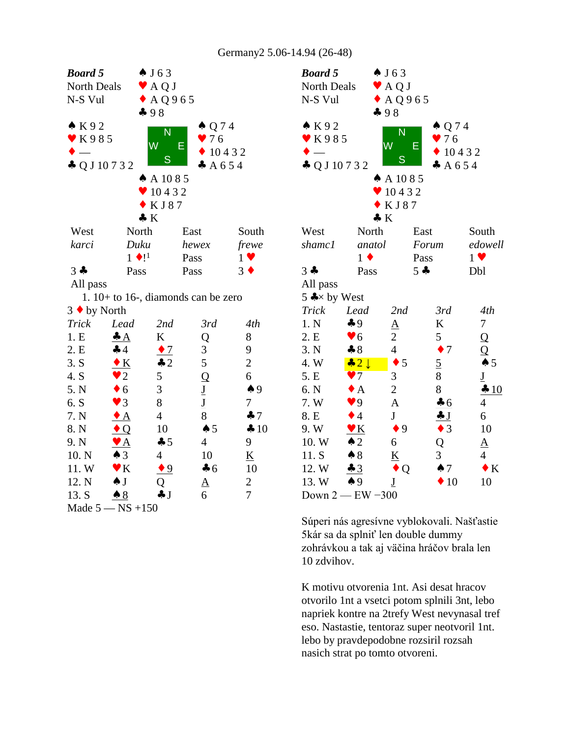Germany2 5.06-14.94 (26-48)

**Board 5**
North Deals
N-S Vul

North: ♠ J 6 3 ♥ A Q J ♦ A Q 9 6 5 ♣ 9 8

West: ♠ K 9 2 ♥ K 9 8 5 ♦ — ♣ Q J 10 7 3 2

East: ♠ Q 7 4 ♥ 7 6 ♦ 10 4 3 2 ♣ A 6 5 4

South: ♠ A 10 8 5 ♥ 10 4 3 2 ♦ K J 8 7 ♣ K

| West | North | East | South |
|---|---|---|---|
| *karci* | *Duku* | *hewex* | *frewe* |
| | 1 ♦![1] | Pass | 1 ♥ |
| 3 ♣ | Pass | Pass | 3 ♦ |
| All pass | | | |

1. 10+ to 16-, diamonds can be zero

3 ♦ by North

| Trick | Lead | 2nd | 3rd | 4th |
|---|---|---|---|---|
| 1. E | ♣A | K | Q | 8 |
| 2. E | ♣4 | ♦7 | 3 | 9 |
| 3. S | ♦K | ♣2 | 5 | 2 |
| 4. S | ♥2 | 5 | Q | 6 |
| 5. N | ♦6 | 3 | J | ♠9 |
| 6. S | ♥3 | 8 | J | 7 |
| 7. N | ♦A | 4 | 8 | ♣7 |
| 8. N | ♦Q | 10 | ♠5 | ♣10 |
| 9. N | ♥A | ♣5 | 4 | 9 |
| 10. N | ♠3 | 4 | 10 | K |
| 11. W | ♥K | ♦9 | ♣6 | 10 |
| 12. N | ♠J | Q | A | 2 |
| 13. S | ♠8 | ♣J | 6 | 7 |

Made 5 — NS +150

**Board 5**
North Deals
N-S Vul

North: ♠ J 6 3 ♥ A Q J ♦ A Q 9 6 5 ♣ 9 8

West: ♠ K 9 2 ♥ K 9 8 5 ♦ — ♣ Q J 10 7 3 2

East: ♠ Q 7 4 ♥ 7 6 ♦ 10 4 3 2 ♣ A 6 5 4

South: ♠ A 10 8 5 ♥ 10 4 3 2 ♦ K J 8 7 ♣ K

| West | North | East | South |
|---|---|---|---|
| *shamc1* | *anatol* | *Forum* | *edowell* |
| | 1 ♦ | Pass | 1 ♥ |
| 3 ♣ | Pass | 5 ♣ | Dbl |
| All pass | | | |

5 ♣× by West

| Trick | Lead | 2nd | 3rd | 4th |
|---|---|---|---|---|
| 1. N | ♣9 | A | K | 7 |
| 2. E | ♥6 | 2 | 5 | Q |
| 3. N | ♣8 | 4 | ♦7 | Q |
| 4. W | ♣2 ↓ | ♦5 | 5 | ♠5 |
| 5. E | ♥7 | 3 | 8 | J |
| 6. N | ♦A | 2 | 8 | ♣10 |
| 7. W | ♥9 | A | ♣6 | 4 |
| 8. E | ♦4 | J | ♣J | 6 |
| 9. W | ♥K | ♦9 | ♦3 | 10 |
| 10. W | ♠2 | 6 | Q | A |
| 11. S | ♠8 | K | 3 | 4 |
| 12. W | ♣3 | ♦Q | ♠7 | ♦K |
| 13. W | ♠9 | J | ♦10 | 10 |

Down 2 — EW −300

Súperi nás agresívne vyblokovali. Našťastie 5kár sa da splniť len double dummy zohrávkou a tak aj väčina hráčov brala len 10 zdvihov.

K motivu otvorenia 1nt. Asi desat hracov otvorilo 1nt a vsetci potom splnili 3nt, lebo napriek kontre na 2trefy West nevynasal tref eso. Nastastie, tentoraz super neotvoril 1nt. lebo by pravdepodobne rozsiril rozsah nasich strat po tomto otvoreni.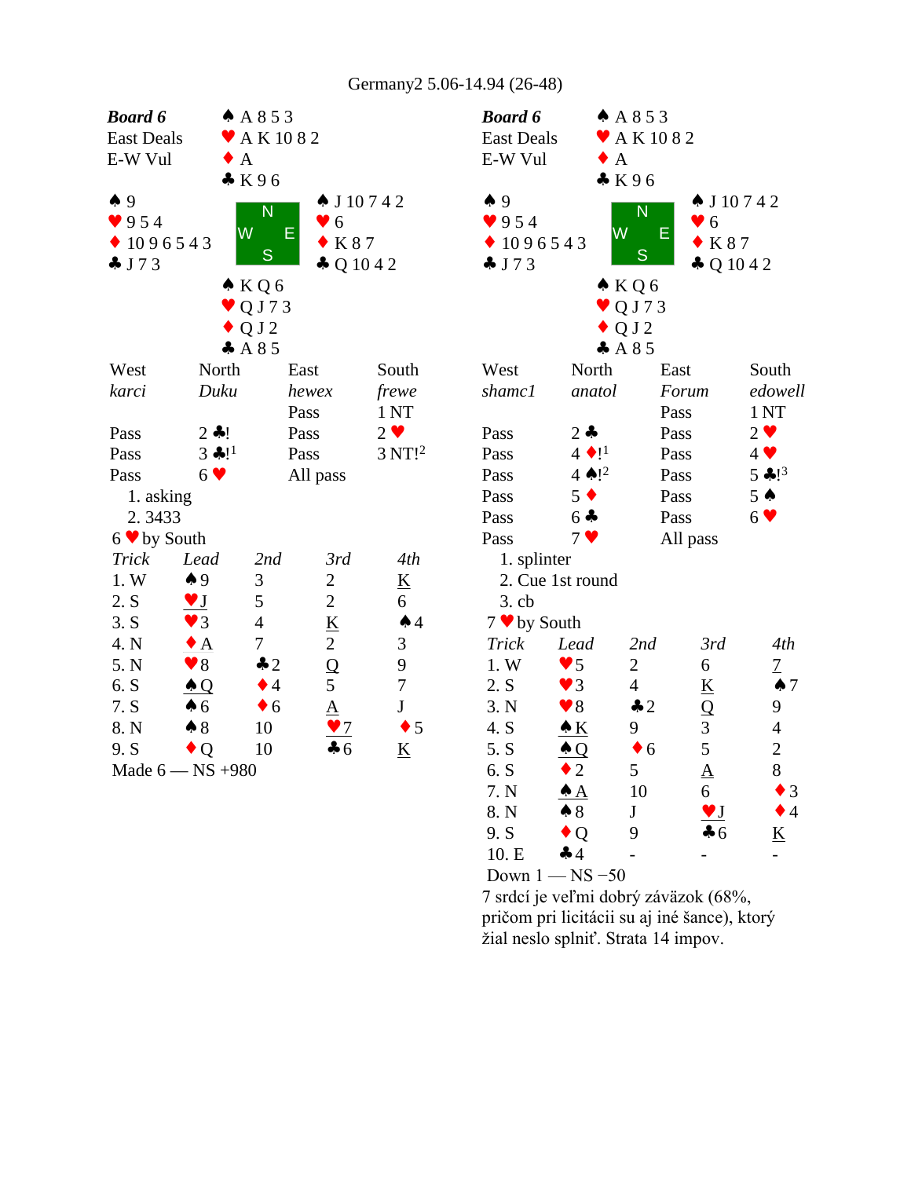Germany2 5.06-14.94 (26-48)

**Board 6**
East Deals
E-W Vul

North: ♠ A 8 5 3 ♥ A K 10 8 2 ♦ A ♣ K 9 6
West: ♠ 9 ♥ 9 5 4 ♦ 10 9 6 5 4 3 ♣ J 7 3
East: ♠ J 10 7 4 2 ♥ 6 ♦ K 8 7 ♣ Q 10 4 2
South: ♠ K Q 6 ♥ Q J 7 3 ♦ Q J 2 ♣ A 8 5

| West | North | East | South |
|---|---|---|---|
| *karci* | *Duku* | *hewex* | *frewe* |
| | | Pass | 1 NT |
| Pass | 2 ♣! | Pass | 2 ♥ |
| Pass | 3 ♣![1] | Pass | 3 NT![2] |
| Pass | 6 ♥ | All pass | |

1. asking
2. 3433

6 ♥ by South

| Trick | Lead | 2nd | 3rd | 4th |
|---|---|---|---|---|
| 1. W | ♠9 | 3 | 2 | K |
| 2. S | ♥J | 5 | 2 | 6 |
| 3. S | ♥3 | 4 | K | ♠4 |
| 4. N | ♦A | 7 | 2 | 3 |
| 5. N | ♥8 | ♣2 | Q | 9 |
| 6. S | ♠Q | ♦4 | 5 | 7 |
| 7. S | ♠6 | ♦6 | A | J |
| 8. N | ♠8 | 10 | ♥7 | ♦5 |
| 9. S | ♦Q | 10 | ♣6 | K |

Made 6 — NS +980

**Board 6**
East Deals
E-W Vul

North: ♠ A 8 5 3 ♥ A K 10 8 2 ♦ A ♣ K 9 6
West: ♠ 9 ♥ 9 5 4 ♦ 10 9 6 5 4 3 ♣ J 7 3
East: ♠ J 10 7 4 2 ♥ 6 ♦ K 8 7 ♣ Q 10 4 2
South: ♠ K Q 6 ♥ Q J 7 3 ♦ Q J 2 ♣ A 8 5

| West | North | East | South |
|---|---|---|---|
| *shamc1* | *anatol* | *Forum* | *edowell* |
| | | Pass | 1 NT |
| Pass | 2 ♣ | Pass | 2 ♥ |
| Pass | 4 ♦![1] | Pass | 4 ♥ |
| Pass | 4 ♠![2] | Pass | 5 ♣![3] |
| Pass | 5 ♦ | Pass | 5 ♠ |
| Pass | 6 ♣ | Pass | 6 ♥ |
| Pass | 7 ♥ | All pass | |

1. splinter
2. Cue 1st round
3. cb

7 ♥ by South

| Trick | Lead | 2nd | 3rd | 4th |
|---|---|---|---|---|
| 1. W | ♥5 | 2 | 6 | 7 |
| 2. S | ♥3 | 4 | K | ♠7 |
| 3. N | ♥8 | ♣2 | Q | 9 |
| 4. S | ♠K | 9 | 3 | 4 |
| 5. S | ♠Q | ♦6 | 5 | 2 |
| 6. S | ♦2 | 5 | A | 8 |
| 7. N | ♠A | 10 | 6 | ♦3 |
| 8. N | ♠8 | J | ♥J | ♦4 |
| 9. S | ♦Q | 9 | ♣6 | K |
| 10. E | ♣4 | - | - | - |

Down 1 — NS −50

7 srdcí je veľmi dobrý záväzok (68%, pričom pri licitácii su aj iné šance), ktorý žial neslo splniť. Strata 14 impov.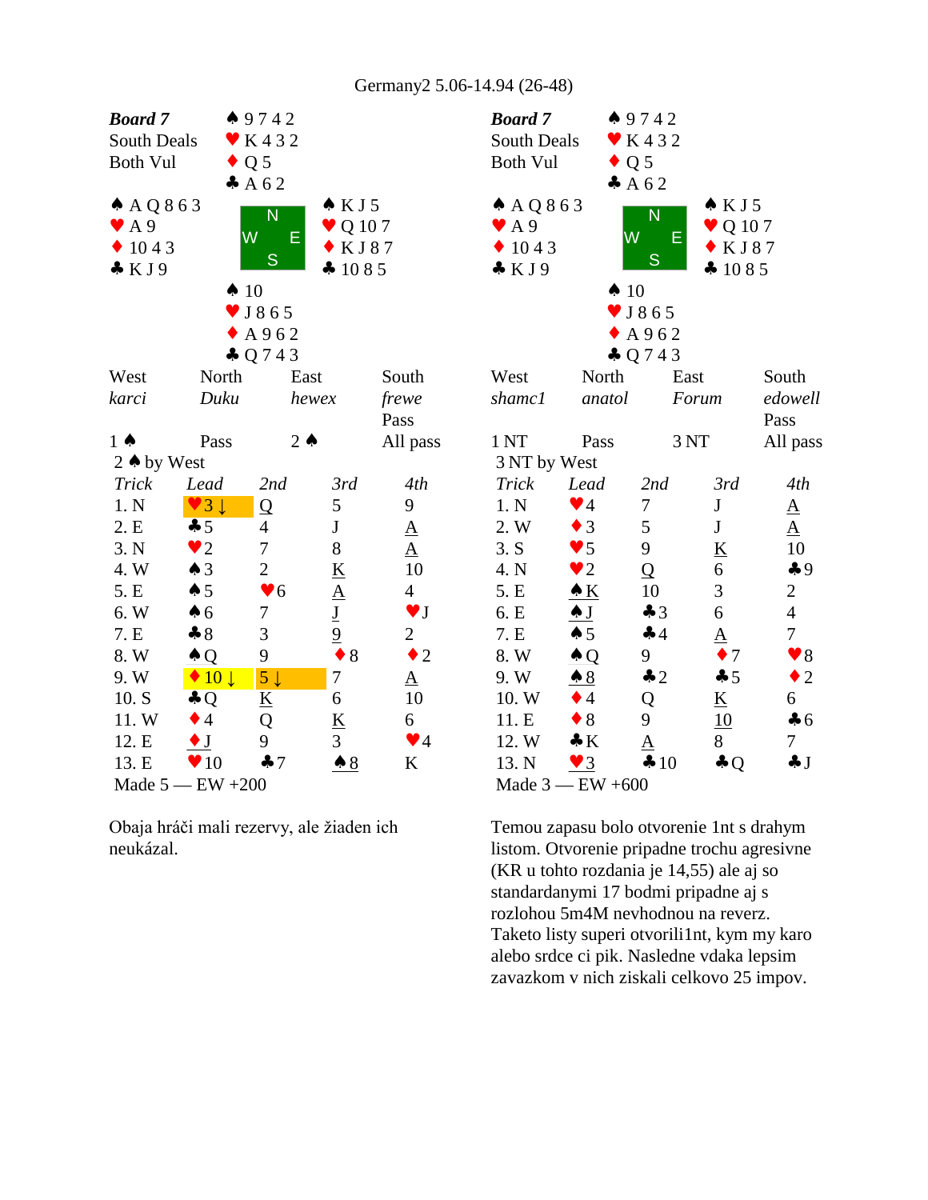Germany2 5.06-14.94 (26-48)

**Board 7**
South Deals
Both Vul

| | North | |
|---|---|---|
| | ♠ 9 7 4 2<br>♥ K 4 3 2<br>♦ Q 5<br>♣ A 6 2 | |
| **West**<br>♠ A Q 8 6 3<br>♥ A 9<br>♦ 10 4 3<br>♣ K J 9 | | **East**<br>♠ K J 5<br>♥ Q 10 7<br>♦ K J 8 7<br>♣ 10 8 5 |
| | **South**<br>♠ 10<br>♥ J 8 6 5<br>♦ A 9 6 2<br>♣ Q 7 4 3 | |

| West | North | East | South |
|---|---|---|---|
| *karci* | *Duku* | *hewex* | *frewe* |
| | | | Pass |
| 1 ♠ | Pass | 2 ♠ | All pass |

2 ♠ by West

| Trick | Lead | 2nd | 3rd | 4th |
|---|---|---|---|---|
| 1. N | ♥3 ↓ | Q | 5 | 9 |
| 2. E | ♣5 | 4 | J | A |
| 3. N | ♥2 | 7 | 8 | A |
| 4. W | ♠3 | 2 | K | 10 |
| 5. E | ♠5 | ♥6 | A | 4 |
| 6. W | ♠6 | 7 | J | ♥J |
| 7. E | ♣8 | 3 | 9 | 2 |
| 8. W | ♠Q | 9 | ♦8 | ♦2 |
| 9. W | ♦10 ↓ | 5 ↓ | 7 | A |
| 10. S | ♣Q | K | 6 | 10 |
| 11. W | ♦4 | Q | K | 6 |
| 12. E | ♦J | 9 | 3 | ♥4 |
| 13. E | ♥10 | ♣7 | ♠8 | K |

Made 5 — EW +200

Obaja hráči mali rezervy, ale žiaden ich neukázal.

**Board 7**
South Deals
Both Vul

| | North | |
|---|---|---|
| | ♠ 9 7 4 2<br>♥ K 4 3 2<br>♦ Q 5<br>♣ A 6 2 | |
| **West**<br>♠ A Q 8 6 3<br>♥ A 9<br>♦ 10 4 3<br>♣ K J 9 | | **East**<br>♠ K J 5<br>♥ Q 10 7<br>♦ K J 8 7<br>♣ 10 8 5 |
| | **South**<br>♠ 10<br>♥ J 8 6 5<br>♦ A 9 6 2<br>♣ Q 7 4 3 | |

| West | North | East | South |
|---|---|---|---|
| *shamc1* | *anatol* | *Forum* | *edowell* |
| | | | Pass |
| 1 NT | Pass | 3 NT | All pass |

3 NT by West

| Trick | Lead | 2nd | 3rd | 4th |
|---|---|---|---|---|
| 1. N | ♥4 | 7 | J | A |
| 2. W | ♦3 | 5 | J | A |
| 3. S | ♥5 | 9 | K | 10 |
| 4. N | ♥2 | Q | 6 | ♣9 |
| 5. E | ♠K | 10 | 3 | 2 |
| 6. E | ♠J | ♣3 | 6 | 4 |
| 7. E | ♠5 | ♣4 | A | 7 |
| 8. W | ♠Q | 9 | ♦7 | ♥8 |
| 9. W | ♠8 | ♣2 | ♣5 | ♦2 |
| 10. W | ♦4 | Q | K | 6 |
| 11. E | ♦8 | 9 | 10 | ♣6 |
| 12. W | ♣K | A | 8 | 7 |
| 13. N | ♥3 | ♣10 | ♣Q | ♣J |

Made 3 — EW +600

Temou zapasu bolo otvorenie 1nt s drahym listom. Otvorenie pripadne trochu agresivne (KR u tohto rozdania je 14,55) ale aj so standardanymi 17 bodmi pripadne aj s rozlohou 5m4M nevhodnou na reverz. Taketo listy superi otvorili1nt, kym my karo alebo srdce ci pik. Nasledne vdaka lepsim zavazkom v nich ziskali celkovo 25 impov.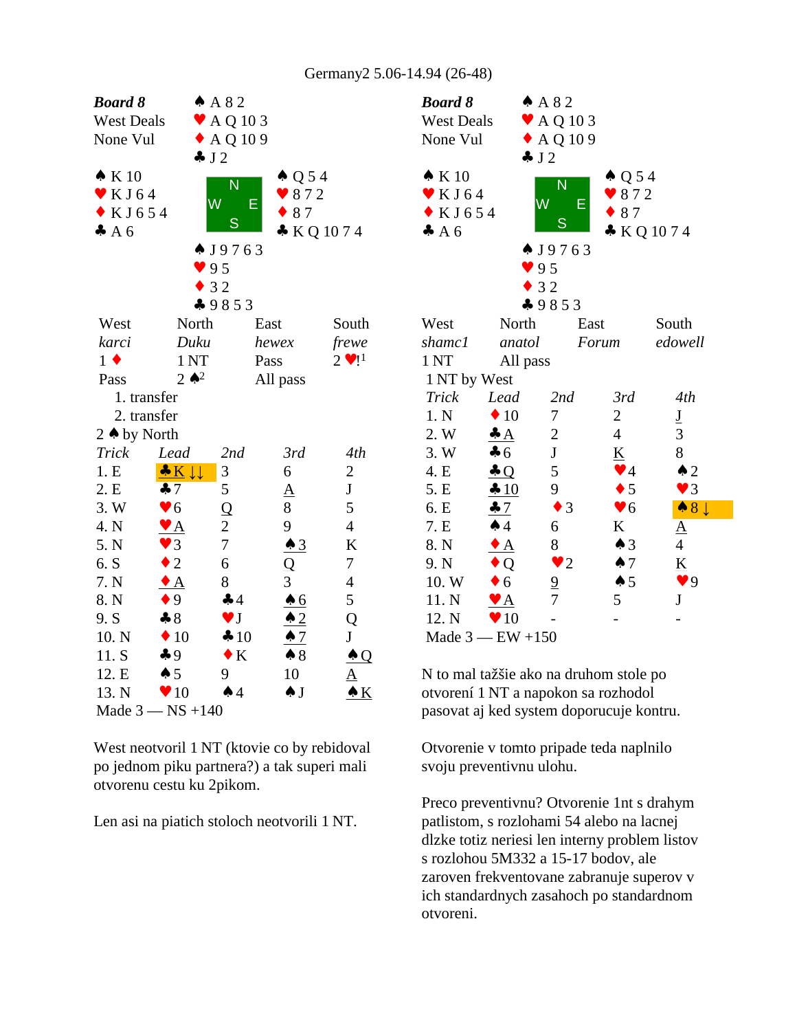Germany2 5.06-14.94 (26-48)

**Board 8**
West Deals
None Vul

North: ♠ A 8 2 ♥ A Q 10 3 ♦ A Q 10 9 ♣ J 2
West: ♠ K 10 ♥ K J 6 4 ♦ K J 6 5 4 ♣ A 6
East: ♠ Q 5 4 ♥ 8 7 2 ♦ 8 7 ♣ K Q 10 7 4
South: ♠ J 9 7 6 3 ♥ 9 5 ♦ 3 2 ♣ 9 8 5 3

| West | North | East | South |
|---|---|---|---|
| *karci* | *Duku* | *hewex* | *frewe* |
| 1 ♦ | 1 NT | Pass | 2 ♥![1] |
| Pass | 2 ♠[2] | All pass | |

1. transfer
2. transfer

2 ♠ by North

| Trick | Lead | 2nd | 3rd | 4th |
|---|---|---|---|---|
| 1. E | ♣K ↓↓ | 3 | 6 | 2 |
| 2. E | ♣7 | 5 | A | J |
| 3. W | ♥6 | Q | 8 | 5 |
| 4. N | ♥A | 2 | 9 | 4 |
| 5. N | ♥3 | 7 | ♠3 | K |
| 6. S | ♦2 | 6 | Q | 7 |
| 7. N | ♦A | 8 | 3 | 4 |
| 8. N | ♦9 | ♣4 | ♠6 | 5 |
| 9. S | ♣8 | ♥J | ♠2 | Q |
| 10. N | ♦10 | ♣10 | ♠7 | J |
| 11. S | ♣9 | ♦K | ♠8 | ♠Q |
| 12. E | ♠5 | 9 | 10 | A |
| 13. N | ♥10 | ♠4 | ♠J | ♠K |

Made 3 — NS +140

West neotvoril 1 NT (ktovie co by rebidoval po jednom piku partnera?) a tak superi mali otvorenu cestu ku 2pikom.

Len asi na piatich stoloch neotvorili 1 NT.

**Board 8**
West Deals
None Vul

North: ♠ A 8 2 ♥ A Q 10 3 ♦ A Q 10 9 ♣ J 2
West: ♠ K 10 ♥ K J 6 4 ♦ K J 6 5 4 ♣ A 6
East: ♠ Q 5 4 ♥ 8 7 2 ♦ 8 7 ♣ K Q 10 7 4
South: ♠ J 9 7 6 3 ♥ 9 5 ♦ 3 2 ♣ 9 8 5 3

| West | North | East | South |
|---|---|---|---|
| *shamc1* | *anatol* | *Forum* | *edowell* |
| 1 NT | All pass | | |

1 NT by West

| Trick | Lead | 2nd | 3rd | 4th |
|---|---|---|---|---|
| 1. N | ♦10 | 7 | 2 | J |
| 2. W | ♣A | 2 | 4 | 3 |
| 3. W | ♣6 | J | K | 8 |
| 4. E | ♣Q | 5 | ♥4 | ♠2 |
| 5. E | ♣10 | 9 | ♦5 | ♥3 |
| 6. E | ♣7 | ♦3 | ♥6 | ♠8 ↓ |
| 7. E | ♠4 | 6 | K | A |
| 8. N | ♦A | 8 | ♠3 | 4 |
| 9. N | ♦Q | ♥2 | ♠7 | K |
| 10. W | ♦6 | 9 | ♠5 | ♥9 |
| 11. N | ♥A | 7 | 5 | J |
| 12. N | ♥10 | - | - | - |

Made 3 — EW +150

N to mal tažšie ako na druhom stole po otvorení 1 NT a napokon sa rozhodol pasovat aj ked system doporucuje kontru.

Otvorenie v tomto pripade teda naplnilo svoju preventivnu ulohu.

Preco preventivnu? Otvorenie 1nt s drahym patlistom, s rozlohami 54 alebo na lacnej dlzke totiz neriesi len interny problem listov s rozlohou 5M332 a 15-17 bodov, ale zaroven frekventovane zabranuje superov v ich standardnych zasahoch po standardnom otvoreni.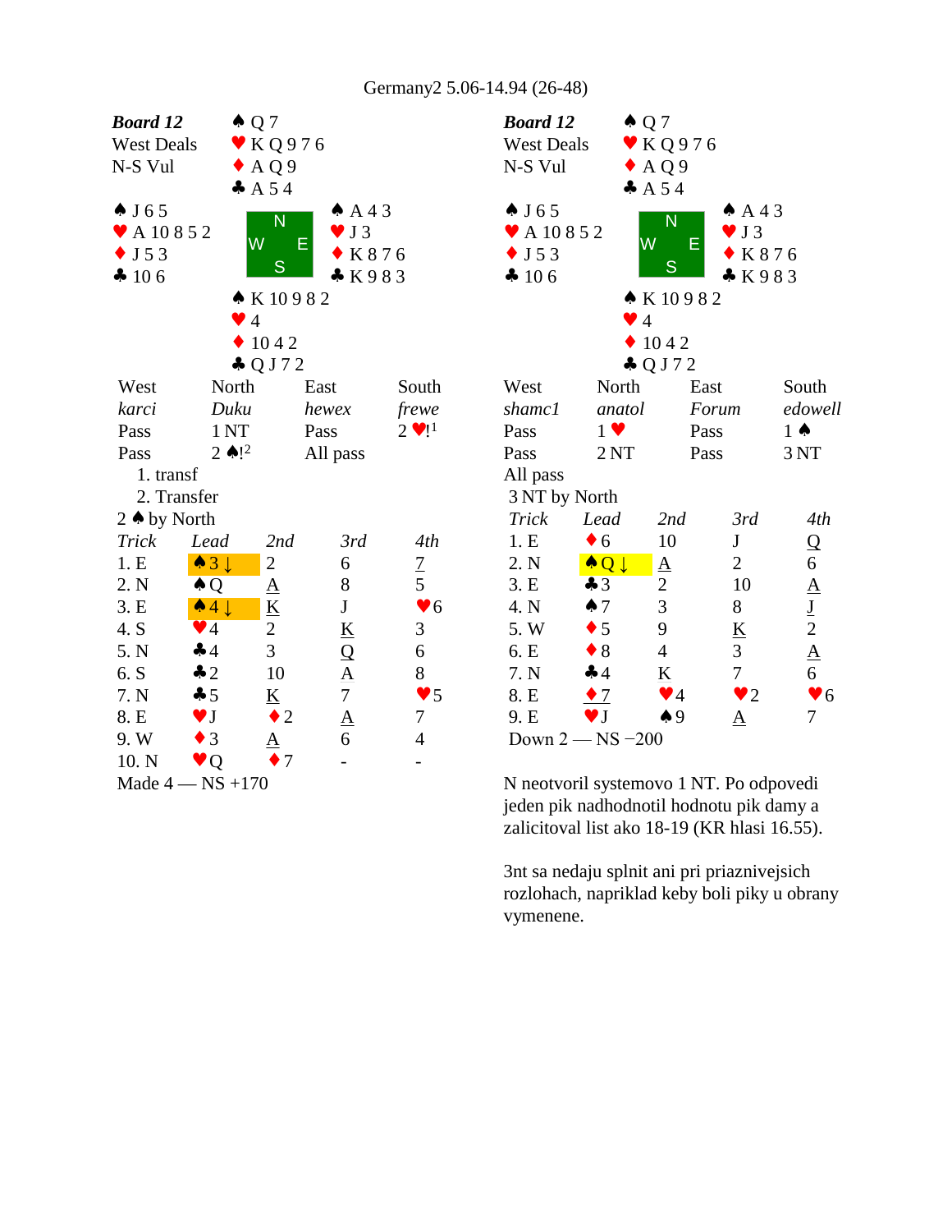Germany2 5.06-14.94 (26-48)

**Board 12**
West Deals
N-S Vul

| | North | |
|---|---|---|
| | ♠ Q 7<br>♥ K Q 9 7 6<br>♦ A Q 9<br>♣ A 5 4 | |
| **West**<br>♠ J 6 5<br>♥ A 10 8 5 2<br>♦ J 5 3<br>♣ 10 6 | | **East**<br>♠ A 4 3<br>♥ J 3<br>♦ K 8 7 6<br>♣ K 9 8 3 |
| | **South**<br>♠ K 10 9 8 2<br>♥ 4<br>♦ 10 4 2<br>♣ Q J 7 2 | |

| West | North | East | South |
|---|---|---|---|
| *karci* | *Duku* | *hewex* | *frewe* |
| Pass | 1 NT | Pass | 2 ♥![1] |
| Pass | 2 ♠![2] | All pass | |

1. transf
2. Transfer

2 ♠ by North

| Trick | Lead | 2nd | 3rd | 4th |
|---|---|---|---|---|
| 1. E | ♠3 ↓ | 2 | 6 | 7 |
| 2. N | ♠Q | A | 8 | 5 |
| 3. E | ♠4 ↓ | K | J | ♥6 |
| 4. S | ♥4 | 2 | K | 3 |
| 5. N | ♣4 | 3 | Q | 6 |
| 6. S | ♣2 | 10 | A | 8 |
| 7. N | ♣5 | K | 7 | ♥5 |
| 8. E | ♥J | ♦2 | A | 7 |
| 9. W | ♦3 | A | 6 | 4 |
| 10. N | ♥Q | ♦7 | - | - |

Made 4 — NS +170

**Board 12**
West Deals
N-S Vul

| | North | |
|---|---|---|
| | ♠ Q 7<br>♥ K Q 9 7 6<br>♦ A Q 9<br>♣ A 5 4 | |
| **West**<br>♠ J 6 5<br>♥ A 10 8 5 2<br>♦ J 5 3<br>♣ 10 6 | | **East**<br>♠ A 4 3<br>♥ J 3<br>♦ K 8 7 6<br>♣ K 9 8 3 |
| | **South**<br>♠ K 10 9 8 2<br>♥ 4<br>♦ 10 4 2<br>♣ Q J 7 2 | |

| West | North | East | South |
|---|---|---|---|
| *shamc1* | *anatol* | *Forum* | *edowell* |
| Pass | 1 ♥ | Pass | 1 ♠ |
| Pass | 2 NT | Pass | 3 NT |
| All pass | | | |

3 NT by North

| Trick | Lead | 2nd | 3rd | 4th |
|---|---|---|---|---|
| 1. E | ♦6 | 10 | J | Q |
| 2. N | ♠Q ↓ | A | 2 | 6 |
| 3. E | ♣3 | 2 | 10 | A |
| 4. N | ♠7 | 3 | 8 | J |
| 5. W | ♦5 | 9 | K | 2 |
| 6. E | ♦8 | 4 | 3 | A |
| 7. N | ♣4 | K | 7 | 6 |
| 8. E | ♦7 | ♥4 | ♥2 | ♥6 |
| 9. E | ♥J | ♠9 | A | 7 |

Down 2 — NS −200

N neotvoril systemovo 1 NT. Po odpovedi jeden pik nadhodnotil hodnotu pik damy a zalicitoval list ako 18-19 (KR hlasi 16.55).

3nt sa nedaju splnit ani pri priaznivejsich rozlohach, napriklad keby boli piky u obrany vymenene.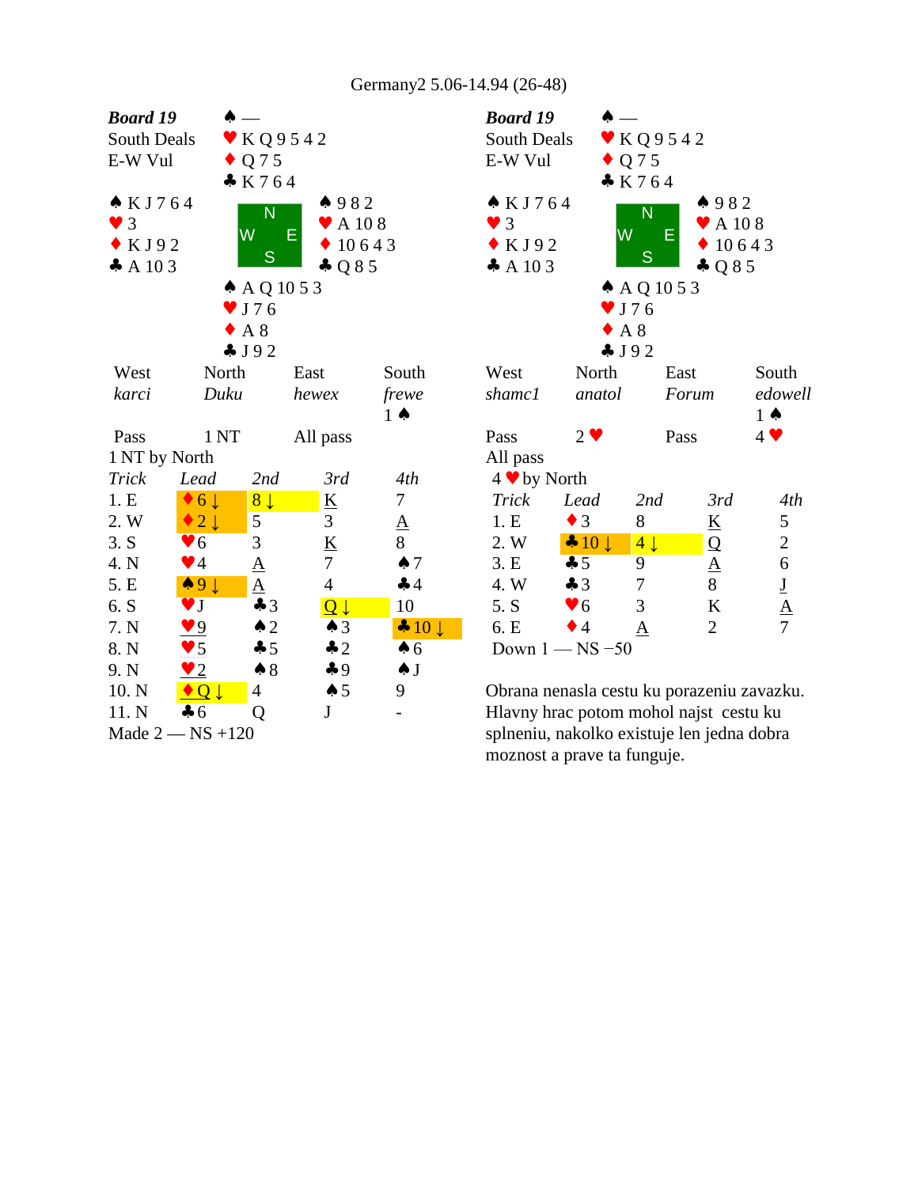Germany2 5.06-14.94 (26-48)

**Board 19**
South Deals
E-W Vul

North: ♠ — ♥ K Q 9 5 4 2 ♦ Q 7 5 ♣ K 7 6 4

West: ♠ K J 7 6 4 ♥ 3 ♦ K J 9 2 ♣ A 10 3

East: ♠ 9 8 2 ♥ A 10 8 ♦ 10 6 4 3 ♣ Q 8 5

South: ♠ A Q 10 5 3 ♥ J 7 6 ♦ A 8 ♣ J 9 2

| West | North | East | South |
|---|---|---|---|
| *karci* | *Duku* | *hewex* | *frewe* |
| | | | 1 ♠ |
| Pass | 1 NT | All pass | |

1 NT by North

| *Trick* | *Lead* | *2nd* | *3rd* | *4th* |
|---|---|---|---|---|
| 1. E | ♦ 6 ↓ | 8 ↓ | K | 7 |
| 2. W | ♦ 2 ↓ | 5 | 3 | A |
| 3. S | ♥ 6 | 3 | K | 8 |
| 4. N | ♥ 4 | A | 7 | ♠ 7 |
| 5. E | ♠ 9 ↓ | A | 4 | ♣ 4 |
| 6. S | ♥ J | ♣ 3 | Q ↓ | 10 |
| 7. N | ♥ 9 | ♠ 2 | ♠ 3 | ♣ 10 ↓ |
| 8. N | ♥ 5 | ♣ 5 | ♣ 2 | ♠ 6 |
| 9. N | ♥ 2 | ♠ 8 | ♣ 9 | ♠ J |
| 10. N | ♦ Q ↓ | 4 | ♠ 5 | 9 |
| 11. N | ♣ 6 | Q | J | - |

Made 2 — NS +120

**Board 19**
South Deals
E-W Vul

North: ♠ — ♥ K Q 9 5 4 2 ♦ Q 7 5 ♣ K 7 6 4

West: ♠ K J 7 6 4 ♥ 3 ♦ K J 9 2 ♣ A 10 3

East: ♠ 9 8 2 ♥ A 10 8 ♦ 10 6 4 3 ♣ Q 8 5

South: ♠ A Q 10 5 3 ♥ J 7 6 ♦ A 8 ♣ J 9 2

| West | North | East | South |
|---|---|---|---|
| *shamc1* | *anatol* | *Forum* | *edowell* |
| | | | 1 ♠ |
| Pass | 2 ♥ | Pass | 4 ♥ |
| All pass | | | |

4 ♥ by North

| *Trick* | *Lead* | *2nd* | *3rd* | *4th* |
|---|---|---|---|---|
| 1. E | ♦ 3 | 8 | K | 5 |
| 2. W | ♣ 10 ↓ | 4 ↓ | Q | 2 |
| 3. E | ♣ 5 | 9 | A | 6 |
| 4. W | ♣ 3 | 7 | 8 | J |
| 5. S | ♥ 6 | 3 | K | A |
| 6. E | ♦ 4 | A | 2 | 7 |

Down 1 — NS −50

Obrana nenasla cestu ku porazeniu zavazku. Hlavny hrac potom mohol najst cestu ku splneniu, nakolko existuje len jedna dobra moznost a prave ta funguje.